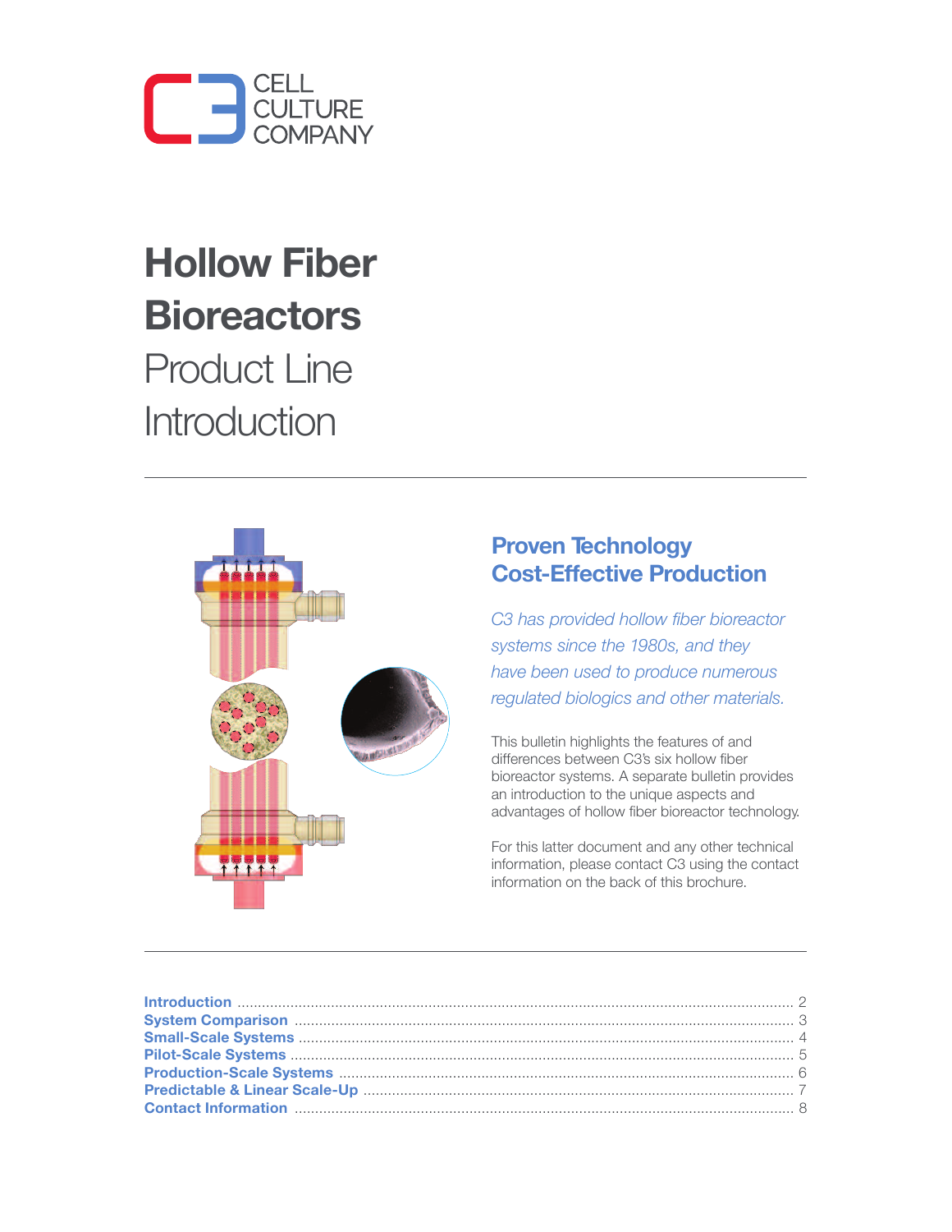CELL CULTURE COMPANY

# Hollow Fiber Bioreactors

Product Line Introduction

## Proven Technology Cost-Effective Production

*C3 has provided hollow fiber bioreactor systems since the 1980s, and they have been used to produce numerous regulated biologics and other materials.*

This bulletin highlights the features of and differences between C3's six hollow fiber bioreactor systems. A separate bulletin provides an introduction to the unique aspects and advantages of hollow fiber bioreactor technology.

For this latter document and any other technical information, please contact C3 using the contact information on the back of this brochure.

| | |
|---|---|
| **Introduction** | 2 |
| **System Comparison** | 3 |
| **Small-Scale Systems** | 4 |
| **Pilot-Scale Systems** | 5 |
| **Production-Scale Systems** | 6 |
| **Predictable & Linear Scale-Up** | 7 |
| **Contact Information** | 8 |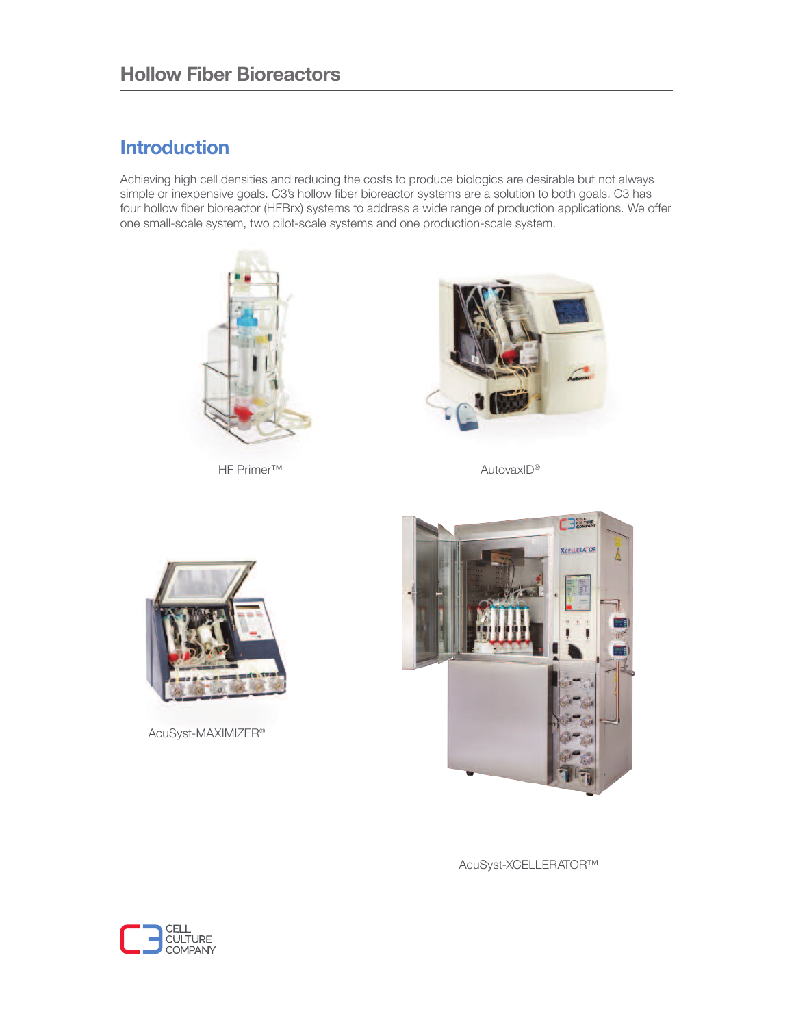# Hollow Fiber Bioreactors

## Introduction

Achieving high cell densities and reducing the costs to produce biologics are desirable but not always simple or inexpensive goals. C3's hollow fiber bioreactor systems are a solution to both goals. C3 has four hollow fiber bioreactor (HFBrx) systems to address a wide range of production applications. We offer one small-scale system, two pilot-scale systems and one production-scale system.

HF Primer™

AutovaxID®

AcuSyst-MAXIMIZER®

AcuSyst-XCELLERATOR™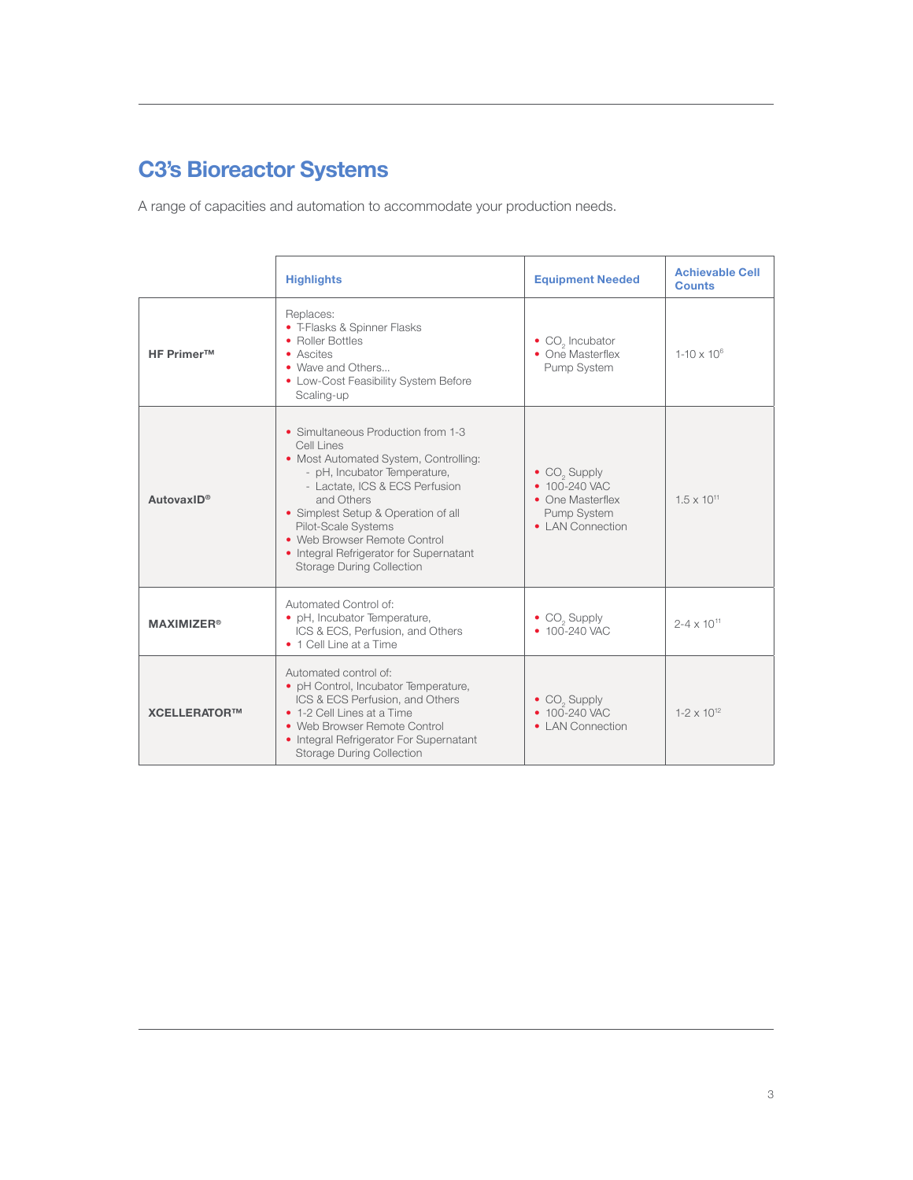# C3's Bioreactor Systems

A range of capacities and automation to accommodate your production needs.

| | Highlights | Equipment Needed | Achievable Cell Counts |
|---|---|---|---|
| **HF Primer™** | Replaces:<br>• T-Flasks & Spinner Flasks<br>• Roller Bottles<br>• Ascites<br>• Wave and Others...<br>• Low-Cost Feasibility System Before Scaling-up | • $CO_2$ Incubator<br>• One Masterflex Pump System | 1-10 x $10^6$ |
| **AutovaxID®** | • Simultaneous Production from 1-3 Cell Lines<br>• Most Automated System, Controlling:<br>- pH, Incubator Temperature,<br>- Lactate, ICS & ECS Perfusion and Others<br>• Simplest Setup & Operation of all Pilot-Scale Systems<br>• Web Browser Remote Control<br>• Integral Refrigerator for Supernatant Storage During Collection | • $CO_2$ Supply<br>• 100-240 VAC<br>• One Masterflex Pump System<br>• LAN Connection | 1.5 x $10^{11}$ |
| **MAXIMIZER®** | Automated Control of:<br>• pH, Incubator Temperature, ICS & ECS, Perfusion, and Others<br>• 1 Cell Line at a Time | • $CO_2$ Supply<br>• 100-240 VAC | 2-4 x $10^{11}$ |
| **XCELLERATOR™** | Automated control of:<br>• pH Control, Incubator Temperature, ICS & ECS Perfusion, and Others<br>• 1-2 Cell Lines at a Time<br>• Web Browser Remote Control<br>• Integral Refrigerator For Supernatant Storage During Collection | • $CO_2$ Supply<br>• 100-240 VAC<br>• LAN Connection | 1-2 x $10^{12}$ |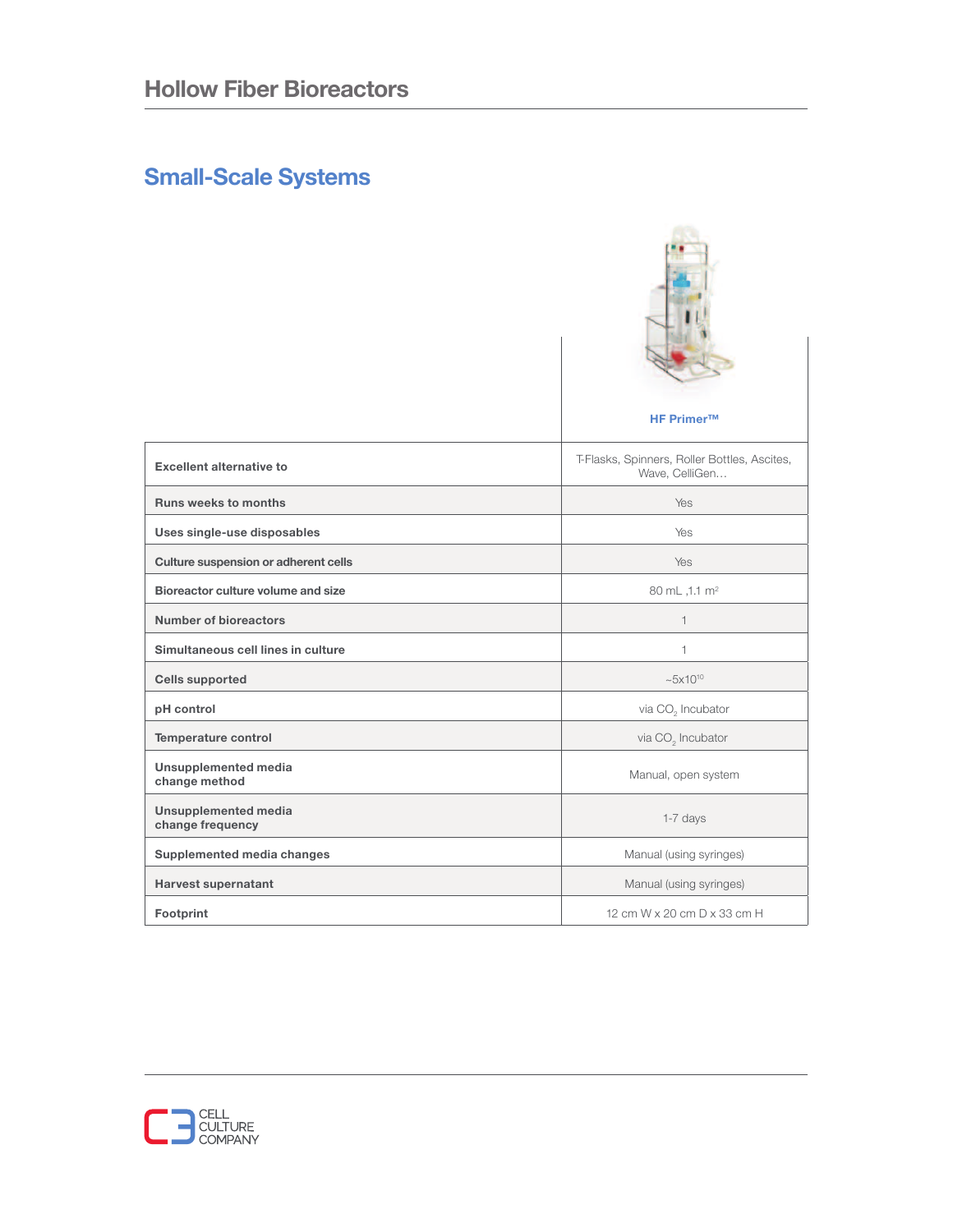# Hollow Fiber Bioreactors

## Small-Scale Systems

| | HF Primer™ |
|---|---|
| **Excellent alternative to** | T-Flasks, Spinners, Roller Bottles, Ascites, Wave, CelliGen… |
| **Runs weeks to months** | Yes |
| **Uses single-use disposables** | Yes |
| **Culture suspension or adherent cells** | Yes |
| **Bioreactor culture volume and size** | 80 mL ,1.1 $m^2$ |
| **Number of bioreactors** | 1 |
| **Simultaneous cell lines in culture** | 1 |
| **Cells supported** | ~$5x10^{10}$ |
| **pH control** | via $CO_2$ Incubator |
| **Temperature control** | via $CO_2$ Incubator |
| **Unsupplemented media change method** | Manual, open system |
| **Unsupplemented media change frequency** | 1-7 days |
| **Supplemented media changes** | Manual (using syringes) |
| **Harvest supernatant** | Manual (using syringes) |
| **Footprint** | 12 cm W x 20 cm D x 33 cm H |

CELL CULTURE COMPANY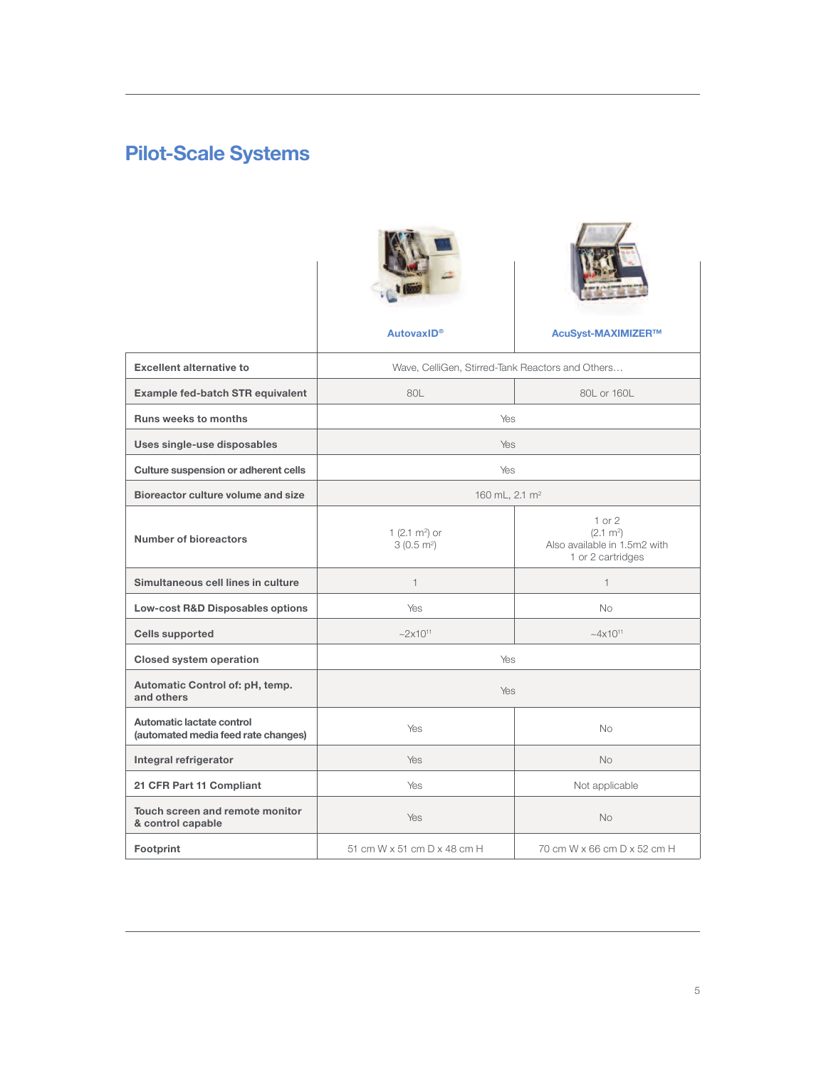## Pilot-Scale Systems

| | AutovaxID® | AcuSyst-MAXIMIZER™ |
|---|---|---|
| **Excellent alternative to** | Wave, CelliGen, Stirred-Tank Reactors and Others… | |
| **Example fed-batch STR equivalent** | 80L | 80L or 160L |
| **Runs weeks to months** | Yes | |
| **Uses single-use disposables** | Yes | |
| **Culture suspension or adherent cells** | Yes | |
| **Bioreactor culture volume and size** | 160 mL, 2.1 $m^2$ | |
| **Number of bioreactors** | 1 (2.1 $m^2$) or 3 (0.5 $m^2$) | 1 or 2 (2.1 $m^2$) Also available in 1.5m2 with 1 or 2 cartridges |
| **Simultaneous cell lines in culture** | 1 | 1 |
| **Low-cost R&D Disposables options** | Yes | No |
| **Cells supported** | ~$2x10^{11}$ | ~$4x10^{11}$ |
| **Closed system operation** | Yes | |
| **Automatic Control of: pH, temp. and others** | Yes | |
| **Automatic lactate control (automated media feed rate changes)** | Yes | No |
| **Integral refrigerator** | Yes | No |
| **21 CFR Part 11 Compliant** | Yes | Not applicable |
| **Touch screen and remote monitor & control capable** | Yes | No |
| **Footprint** | 51 cm W x 51 cm D x 48 cm H | 70 cm W x 66 cm D x 52 cm H |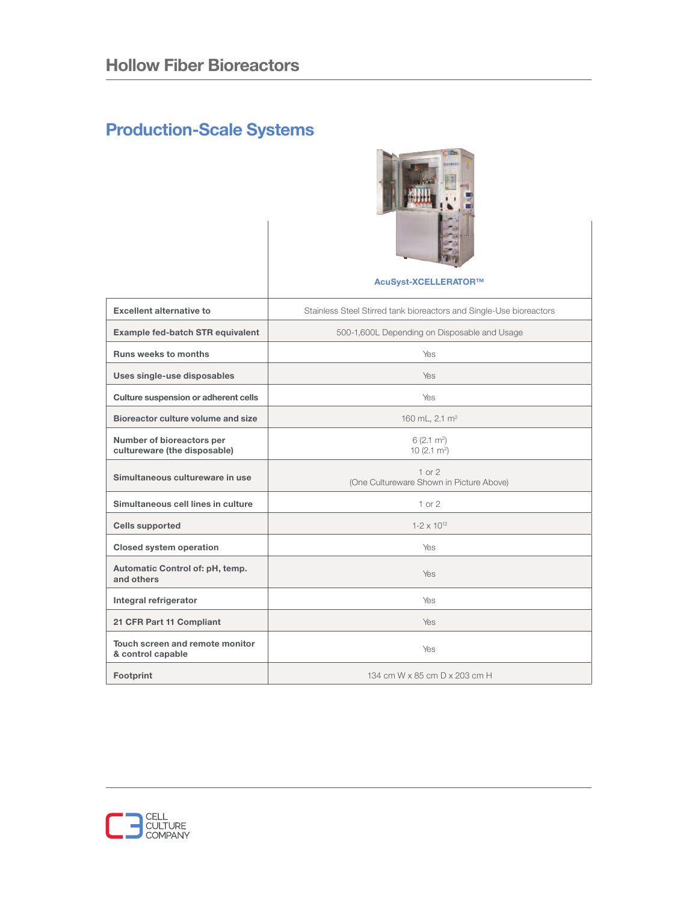# Hollow Fiber Bioreactors

## Production-Scale Systems

| | AcuSyst-XCELLERATOR™ |
|---|---|
| **Excellent alternative to** | Stainless Steel Stirred tank bioreactors and Single-Use bioreactors |
| **Example fed-batch STR equivalent** | 500-1,600L Depending on Disposable and Usage |
| **Runs weeks to months** | Yes |
| **Uses single-use disposables** | Yes |
| **Culture suspension or adherent cells** | Yes |
| **Bioreactor culture volume and size** | 160 mL, 2.1 $m^2$ |
| **Number of bioreactors per cultureware (the disposable)** | 6 (2.1 $m^2$)<br>10 (2.1 $m^2$) |
| **Simultaneous cultureware in use** | 1 or 2<br>(One Cultureware Shown in Picture Above) |
| **Simultaneous cell lines in culture** | 1 or 2 |
| **Cells supported** | 1-2 x $10^{12}$ |
| **Closed system operation** | Yes |
| **Automatic Control of: pH, temp. and others** | Yes |
| **Integral refrigerator** | Yes |
| **21 CFR Part 11 Compliant** | Yes |
| **Touch screen and remote monitor & control capable** | Yes |
| **Footprint** | 134 cm W x 85 cm D x 203 cm H |

CELL CULTURE COMPANY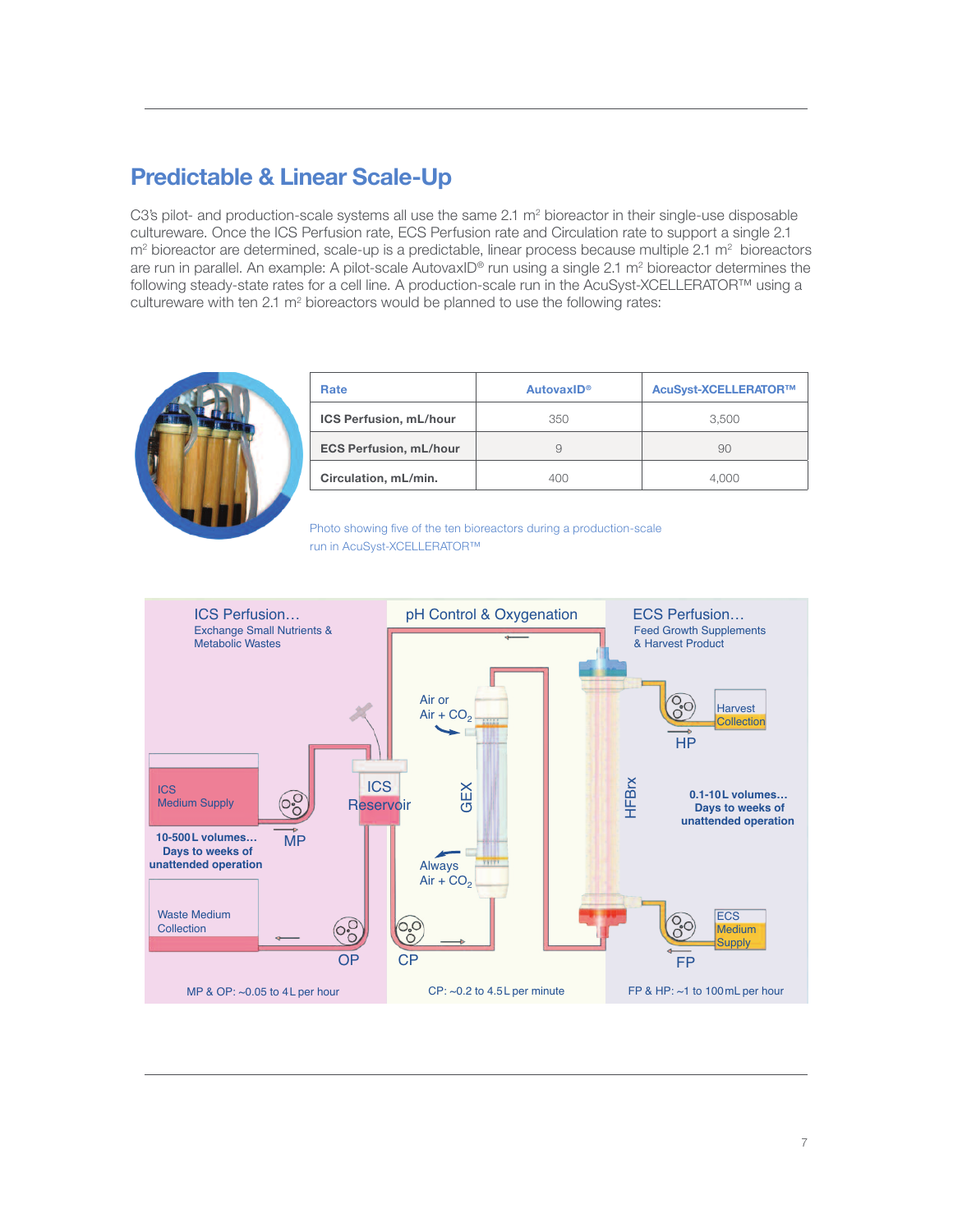## Predictable & Linear Scale-Up

C3's pilot- and production-scale systems all use the same 2.1 m$^2$ bioreactor in their single-use disposable cultureware. Once the ICS Perfusion rate, ECS Perfusion rate and Circulation rate to support a single 2.1 m$^2$ bioreactor are determined, scale-up is a predictable, linear process because multiple 2.1 m$^2$ bioreactors are run in parallel. An example: A pilot-scale AutovaxID® run using a single 2.1 m$^2$ bioreactor determines the following steady-state rates for a cell line. A production-scale run in the AcuSyst-XCELLERATOR™ using a cultureware with ten 2.1 m$^2$ bioreactors would be planned to use the following rates:

| Rate | AutovaxID® | AcuSyst-XCELLERATOR™ |
| --- | --- | --- |
| **ICS Perfusion, mL/hour** | 350 | 3,500 |
| **ECS Perfusion, mL/hour** | 9 | 90 |
| **Circulation, mL/min.** | 400 | 4,000 |

Photo showing five of the ten bioreactors during a production-scale run in AcuSyst-XCELLERATOR™

ICS Perfusion…
Exchange Small Nutrients & Metabolic Wastes

pH Control & Oxygenation

ECS Perfusion…
Feed Growth Supplements & Harvest Product

ICS Medium Supply

**10-500 L volumes… Days to weeks of unattended operation**

MP

ICS Reservoir

Waste Medium Collection

OP

CP

Air or Air + $CO_2$

GEX

Always Air + $CO_2$

HFBrx

Harvest Collection

HP

**0.1-10 L volumes… Days to weeks of unattended operation**

ECS Medium Supply

FP

MP & OP: ~0.05 to 4 L per hour

CP: ~0.2 to 4.5 L per minute

FP & HP: ~1 to 100 mL per hour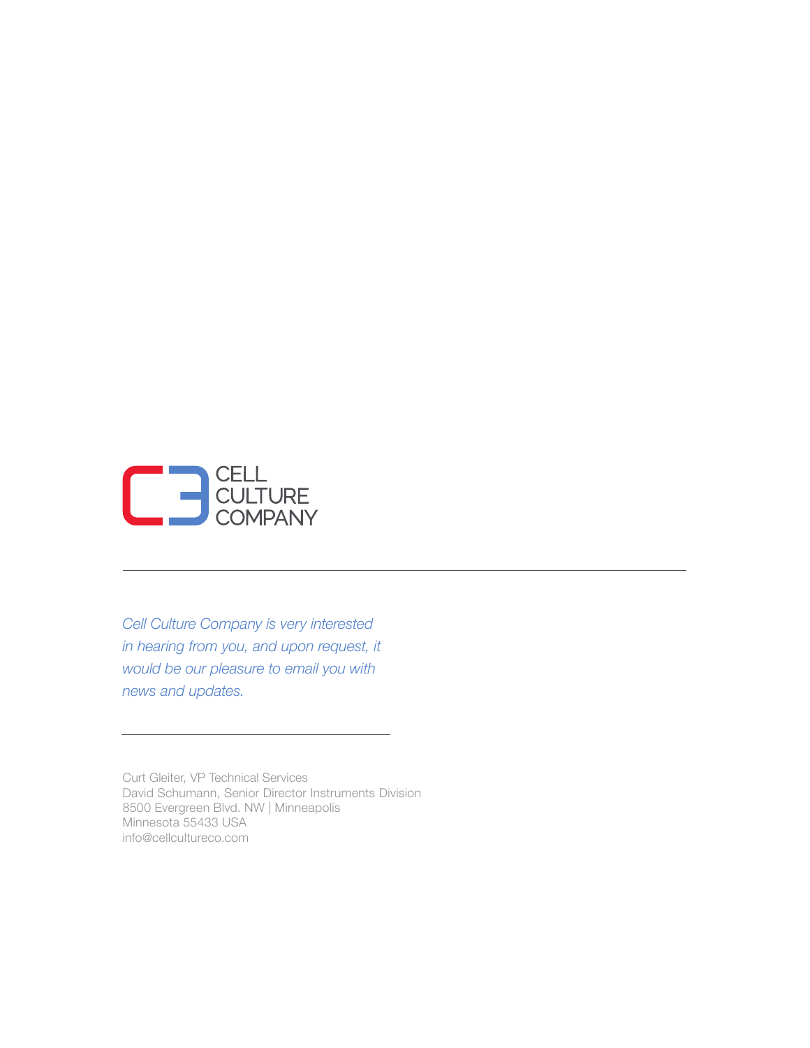CELL
CULTURE
COMPANY

---

*Cell Culture Company is very interested in hearing from you, and upon request, it would be our pleasure to email you with news and updates.*

---

Curt Gleiter, VP Technical Services
David Schumann, Senior Director Instruments Division
8500 Evergreen Blvd. NW | Minneapolis
Minnesota 55433 USA
info@cellcultureco.com